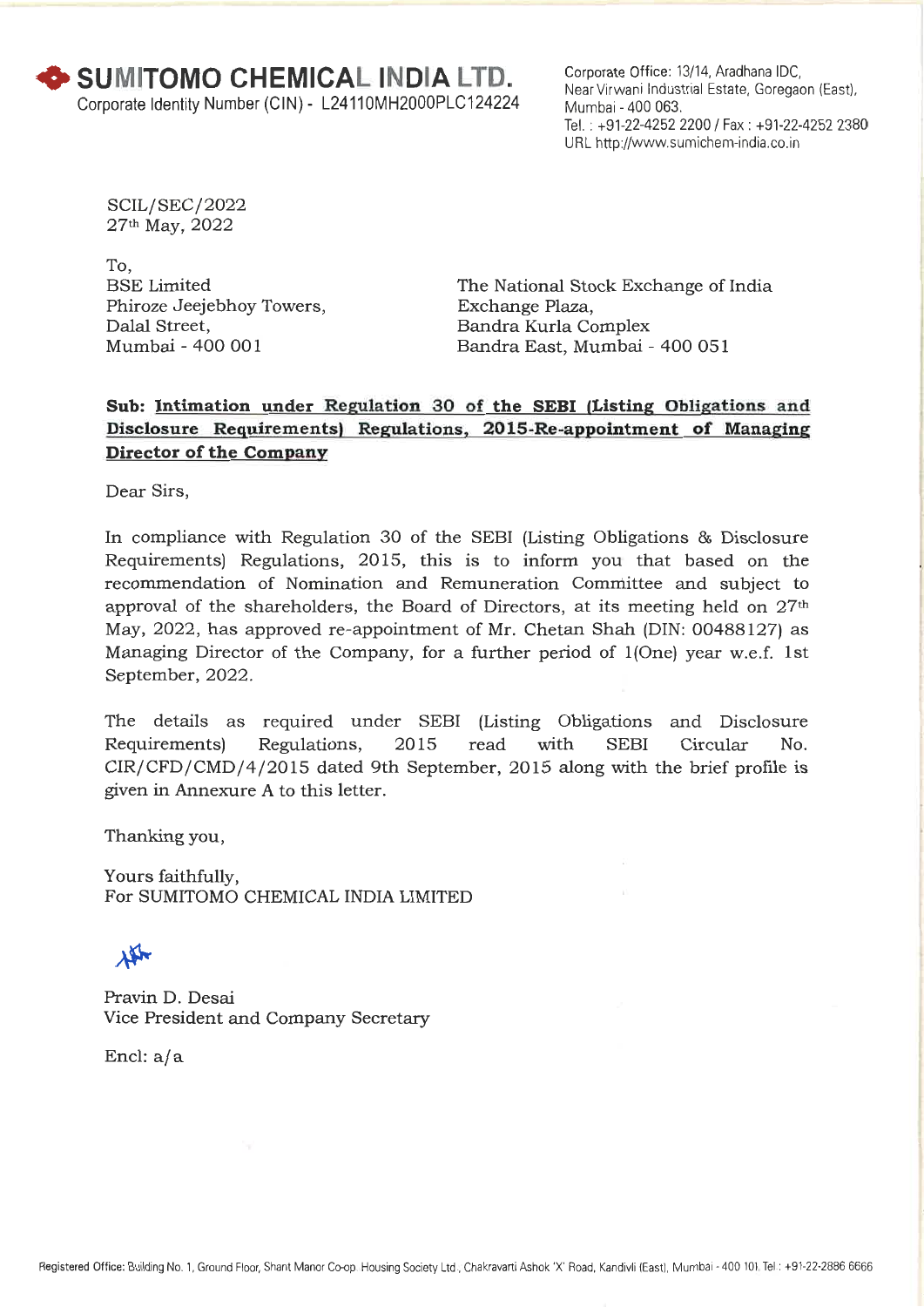**SUMITOMO CHEMICAL INDIA LTD.**
Corporate Identity Number (CIN) - L24110MH2000PLC124224

Corporate Office: 13/14, Aradhana IDC,
Near Virwani Industrial Estate, Goregaon (East),
Mumbai - 400 063.
Tel. : +91-22-4252 2200 / Fax : +91-22-4252 2380
URL http://www.sumichem-india.co.in

SCIL/SEC/2022
27th May, 2022

To,

BSE Limited
Phiroze Jeejebhoy Towers,
Dalal Street,
Mumbai - 400 001

The National Stock Exchange of India
Exchange Plaza,
Bandra Kurla Complex
Bandra East, Mumbai - 400 051

**Sub: Intimation under Regulation 30 of the SEBI (Listing Obligations and Disclosure Requirements) Regulations, 2015-Re-appointment of Managing Director of the Company**

Dear Sirs,

In compliance with Regulation 30 of the SEBI (Listing Obligations & Disclosure Requirements) Regulations, 2015, this is to inform you that based on the recommendation of Nomination and Remuneration Committee and subject to approval of the shareholders, the Board of Directors, at its meeting held on 27th May, 2022, has approved re-appointment of Mr. Chetan Shah (DIN: 00488127) as Managing Director of the Company, for a further period of 1(One) year w.e.f. 1st September, 2022.

The details as required under SEBI (Listing Obligations and Disclosure Requirements) Regulations, 2015 read with SEBI Circular No. CIR/CFD/CMD/4/2015 dated 9th September, 2015 along with the brief profile is given in Annexure A to this letter.

Thanking you,

Yours faithfully,
For SUMITOMO CHEMICAL INDIA LIMITED

Pravin D. Desai
Vice President and Company Secretary

Encl: a/a

Registered Office: Building No. 1, Ground Floor, Shant Manor Co-op Housing Society Ltd., Chakravarti Ashok 'X' Road, Kandivli (East), Mumbai - 400 101. Tel : +91-22-2886 6666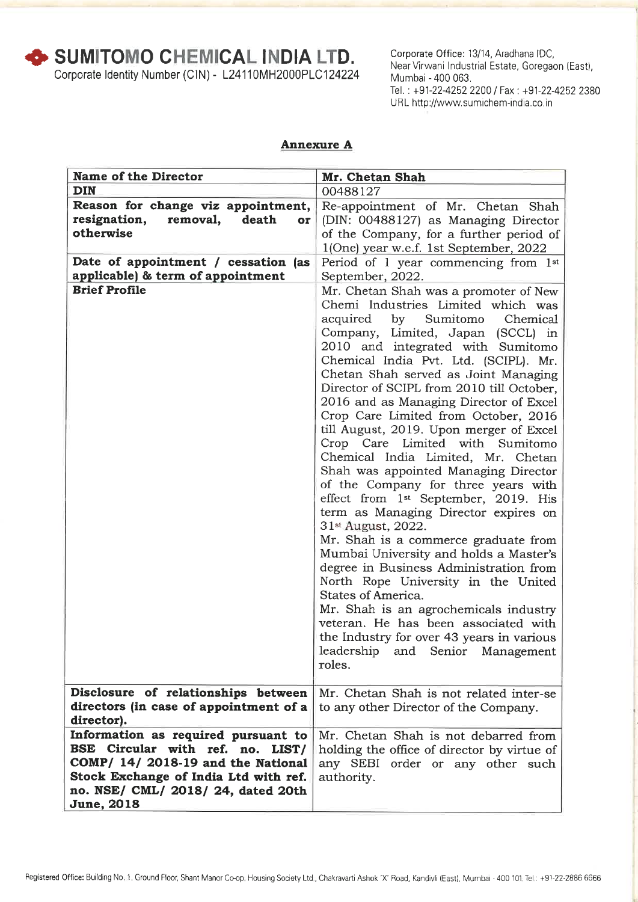# SUMITOMO CHEMICAL INDIA LTD.

Corporate Identity Number (CIN) - L24110MH2000PLC124224

Corporate Office: 13/14, Aradhana IDC, Near Virwani Industrial Estate, Goregaon (East), Mumbai - 400 063.
Tel. : +91-22-4252 2200 / Fax : +91-22-4252 2380
URL http://www.sumichem-india.co.in

## Annexure A

| Name of the Director | Mr. Chetan Shah |
|---|---|
| **DIN** | 00488127 |
| **Reason for change viz appointment, resignation, removal, death or otherwise** | Re-appointment of Mr. Chetan Shah (DIN: 00488127) as Managing Director of the Company, for a further period of 1(One) year w.e.f. 1st September, 2022 |
| **Date of appointment / cessation (as applicable) & term of appointment** | Period of 1 year commencing from 1st September, 2022. |
| **Brief Profile** | Mr. Chetan Shah was a promoter of New Chemi Industries Limited which was acquired by Sumitomo Chemical Company, Limited, Japan (SCCL) in 2010 and integrated with Sumitomo Chemical India Pvt. Ltd. (SCIPL). Mr. Chetan Shah served as Joint Managing Director of SCIPL from 2010 till October, 2016 and as Managing Director of Excel Crop Care Limited from October, 2016 till August, 2019. Upon merger of Excel Crop Care Limited with Sumitomo Chemical India Limited, Mr. Chetan Shah was appointed Managing Director of the Company for three years with effect from 1st September, 2019. His term as Managing Director expires on 31st August, 2022.<br>Mr. Shah is a commerce graduate from Mumbai University and holds a Master's degree in Business Administration from North Rope University in the United States of America.<br>Mr. Shah is an agrochemicals industry veteran. He has been associated with the Industry for over 43 years in various leadership and Senior Management roles. |
| **Disclosure of relationships between directors (in case of appointment of a director).** | Mr. Chetan Shah is not related inter-se to any other Director of the Company. |
| **Information as required pursuant to BSE Circular with ref. no. LIST/ COMP/ 14/ 2018-19 and the National Stock Exchange of India Ltd with ref. no. NSE/ CML/ 2018/ 24, dated 20th June, 2018** | Mr. Chetan Shah is not debarred from holding the office of director by virtue of any SEBI order or any other such authority. |

Registered Office: Building No. 1, Ground Floor, Shant Manor Co-op. Housing Society Ltd., Chakravarti Ashok 'X' Road, Kandivli (East), Mumbai - 400 101. Tel.: +91-22-2886 6666